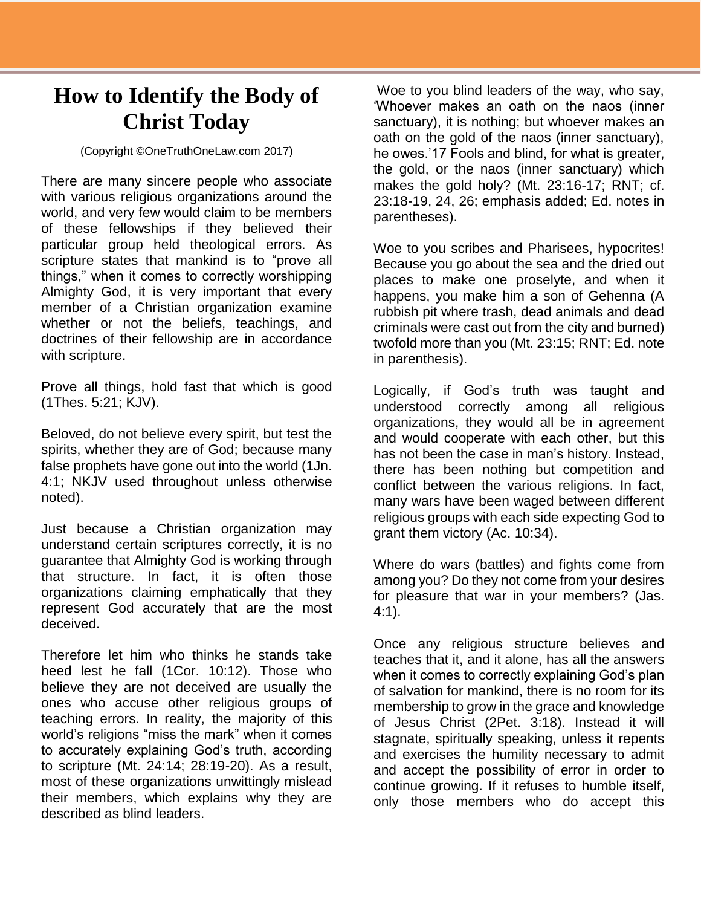# How to Identify the Body of Christ Today

(Copyright ©OneTruthOneLaw.com 2017)

There are many sincere people who associate with various religious organizations around the world, and very few would claim to be members of these fellowships if they believed their particular group held theological errors. As scripture states that mankind is to "prove all things," when it comes to correctly worshipping Almighty God, it is very important that every member of a Christian organization examine whether or not the beliefs, teachings, and doctrines of their fellowship are in accordance with scripture.

Prove all things, hold fast that which is good (1Thes. 5:21; KJV).

Beloved, do not believe every spirit, but test the spirits, whether they are of God; because many false prophets have gone out into the world (1Jn. 4:1; NKJV used throughout unless otherwise noted).

Just because a Christian organization may understand certain scriptures correctly, it is no guarantee that Almighty God is working through that structure. In fact, it is often those organizations claiming emphatically that they represent God accurately that are the most deceived.

Therefore let him who thinks he stands take heed lest he fall (1Cor. 10:12). Those who believe they are not deceived are usually the ones who accuse other religious groups of teaching errors. In reality, the majority of this world's religions "miss the mark" when it comes to accurately explaining God's truth, according to scripture (Mt. 24:14; 28:19-20). As a result, most of these organizations unwittingly mislead their members, which explains why they are described as blind leaders.

Woe to you blind leaders of the way, who say, 'Whoever makes an oath on the naos (inner sanctuary), it is nothing; but whoever makes an oath on the gold of the naos (inner sanctuary), he owes.'17 Fools and blind, for what is greater, the gold, or the naos (inner sanctuary) which makes the gold holy? (Mt. 23:16-17; RNT; cf. 23:18-19, 24, 26; emphasis added; Ed. notes in parentheses).

Woe to you scribes and Pharisees, hypocrites! Because you go about the sea and the dried out places to make one proselyte, and when it happens, you make him a son of Gehenna (A rubbish pit where trash, dead animals and dead criminals were cast out from the city and burned) twofold more than you (Mt. 23:15; RNT; Ed. note in parenthesis).

Logically, if God's truth was taught and understood correctly among all religious organizations, they would all be in agreement and would cooperate with each other, but this has not been the case in man's history. Instead, there has been nothing but competition and conflict between the various religions. In fact, many wars have been waged between different religious groups with each side expecting God to grant them victory (Ac. 10:34).

Where do wars (battles) and fights come from among you? Do they not come from your desires for pleasure that war in your members? (Jas. 4:1).

Once any religious structure believes and teaches that it, and it alone, has all the answers when it comes to correctly explaining God's plan of salvation for mankind, there is no room for its membership to grow in the grace and knowledge of Jesus Christ (2Pet. 3:18). Instead it will stagnate, spiritually speaking, unless it repents and exercises the humility necessary to admit and accept the possibility of error in order to continue growing. If it refuses to humble itself, only those members who do accept this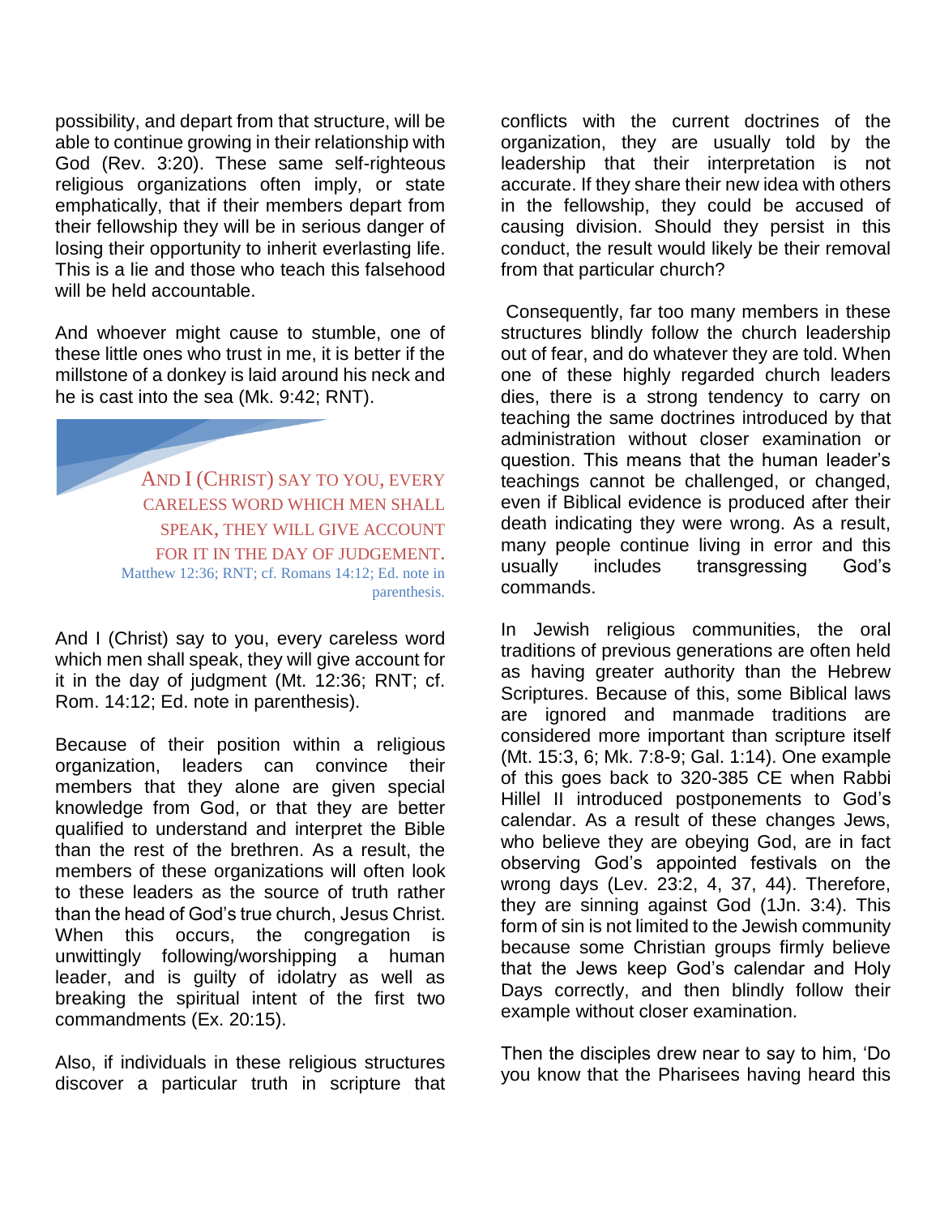possibility, and depart from that structure, will be able to continue growing in their relationship with God (Rev. 3:20). These same self-righteous religious organizations often imply, or state emphatically, that if their members depart from their fellowship they will be in serious danger of losing their opportunity to inherit everlasting life. This is a lie and those who teach this falsehood will be held accountable.

And whoever might cause to stumble, one of these little ones who trust in me, it is better if the millstone of a donkey is laid around his neck and he is cast into the sea (Mk. 9:42; RNT).

> AND I (CHRIST) SAY TO YOU, EVERY CARELESS WORD WHICH MEN SHALL SPEAK, THEY WILL GIVE ACCOUNT FOR IT IN THE DAY OF JUDGEMENT.
> Matthew 12:36; RNT; cf. Romans 14:12; Ed. note in parenthesis.

And I (Christ) say to you, every careless word which men shall speak, they will give account for it in the day of judgment (Mt. 12:36; RNT; cf. Rom. 14:12; Ed. note in parenthesis).

Because of their position within a religious organization, leaders can convince their members that they alone are given special knowledge from God, or that they are better qualified to understand and interpret the Bible than the rest of the brethren. As a result, the members of these organizations will often look to these leaders as the source of truth rather than the head of God's true church, Jesus Christ. When this occurs, the congregation is unwittingly following/worshipping a human leader, and is guilty of idolatry as well as breaking the spiritual intent of the first two commandments (Ex. 20:15).

Also, if individuals in these religious structures discover a particular truth in scripture that conflicts with the current doctrines of the organization, they are usually told by the leadership that their interpretation is not accurate. If they share their new idea with others in the fellowship, they could be accused of causing division. Should they persist in this conduct, the result would likely be their removal from that particular church?

Consequently, far too many members in these structures blindly follow the church leadership out of fear, and do whatever they are told. When one of these highly regarded church leaders dies, there is a strong tendency to carry on teaching the same doctrines introduced by that administration without closer examination or question. This means that the human leader's teachings cannot be challenged, or changed, even if Biblical evidence is produced after their death indicating they were wrong. As a result, many people continue living in error and this usually includes transgressing God's commands.

In Jewish religious communities, the oral traditions of previous generations are often held as having greater authority than the Hebrew Scriptures. Because of this, some Biblical laws are ignored and manmade traditions are considered more important than scripture itself (Mt. 15:3, 6; Mk. 7:8-9; Gal. 1:14). One example of this goes back to 320-385 CE when Rabbi Hillel II introduced postponements to God's calendar. As a result of these changes Jews, who believe they are obeying God, are in fact observing God's appointed festivals on the wrong days (Lev. 23:2, 4, 37, 44). Therefore, they are sinning against God (1Jn. 3:4). This form of sin is not limited to the Jewish community because some Christian groups firmly believe that the Jews keep God's calendar and Holy Days correctly, and then blindly follow their example without closer examination.

Then the disciples drew near to say to him, 'Do you know that the Pharisees having heard this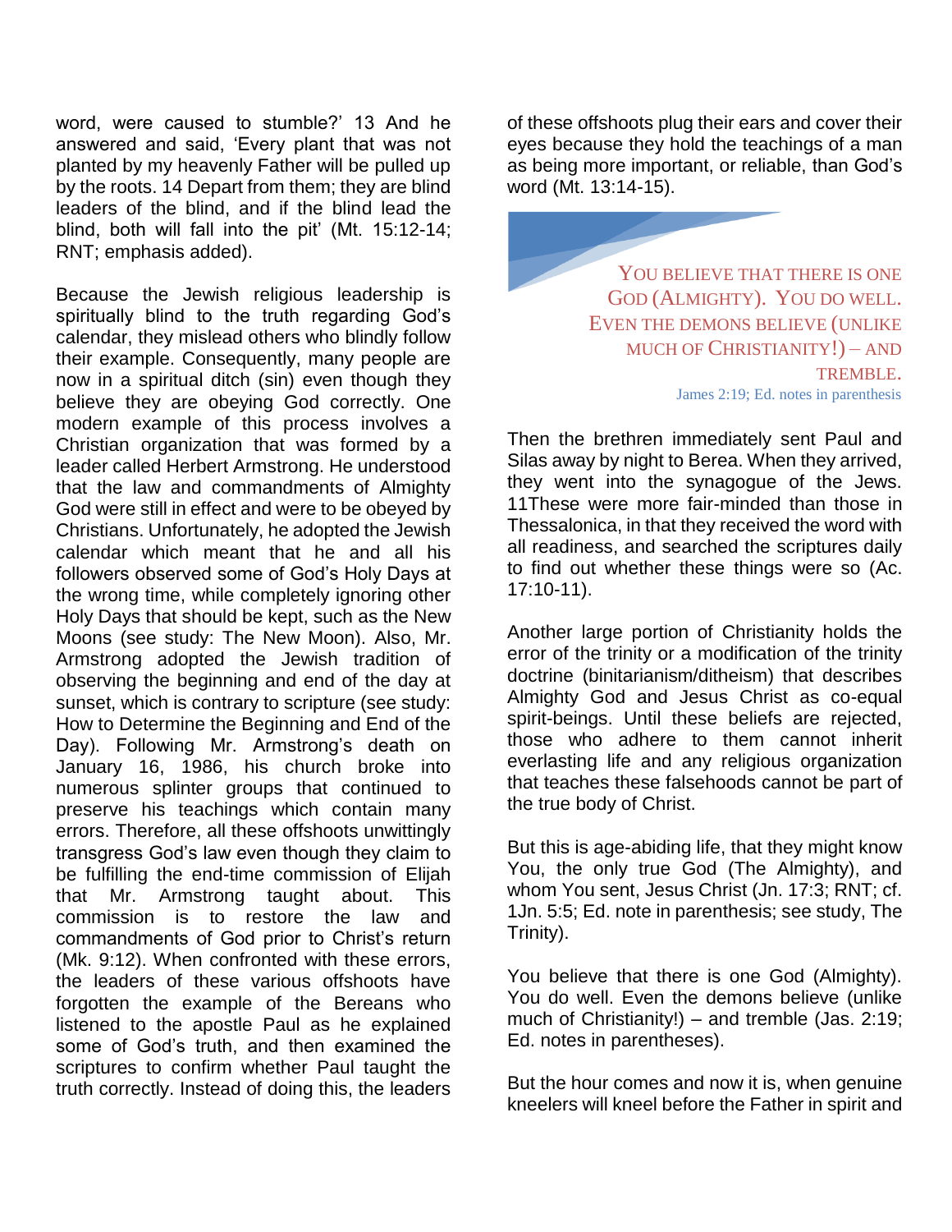word, were caused to stumble?' 13 And he answered and said, 'Every plant that was not planted by my heavenly Father will be pulled up by the roots. 14 Depart from them; they are blind leaders of the blind, and if the blind lead the blind, both will fall into the pit' (Mt. 15:12-14; RNT; emphasis added).

Because the Jewish religious leadership is spiritually blind to the truth regarding God's calendar, they mislead others who blindly follow their example. Consequently, many people are now in a spiritual ditch (sin) even though they believe they are obeying God correctly. One modern example of this process involves a Christian organization that was formed by a leader called Herbert Armstrong. He understood that the law and commandments of Almighty God were still in effect and were to be obeyed by Christians. Unfortunately, he adopted the Jewish calendar which meant that he and all his followers observed some of God's Holy Days at the wrong time, while completely ignoring other Holy Days that should be kept, such as the New Moons (see study: The New Moon). Also, Mr. Armstrong adopted the Jewish tradition of observing the beginning and end of the day at sunset, which is contrary to scripture (see study: How to Determine the Beginning and End of the Day). Following Mr. Armstrong's death on January 16, 1986, his church broke into numerous splinter groups that continued to preserve his teachings which contain many errors. Therefore, all these offshoots unwittingly transgress God's law even though they claim to be fulfilling the end-time commission of Elijah that Mr. Armstrong taught about. This commission is to restore the law and commandments of God prior to Christ's return (Mk. 9:12). When confronted with these errors, the leaders of these various offshoots have forgotten the example of the Bereans who listened to the apostle Paul as he explained some of God's truth, and then examined the scriptures to confirm whether Paul taught the truth correctly. Instead of doing this, the leaders of these offshoots plug their ears and cover their eyes because they hold the teachings of a man as being more important, or reliable, than God's word (Mt. 13:14-15).

> YOU BELIEVE THAT THERE IS ONE GOD (ALMIGHTY). YOU DO WELL. EVEN THE DEMONS BELIEVE (UNLIKE MUCH OF CHRISTIANITY!) – AND TREMBLE.
>
> James 2:19; Ed. notes in parenthesis

Then the brethren immediately sent Paul and Silas away by night to Berea. When they arrived, they went into the synagogue of the Jews. 11These were more fair-minded than those in Thessalonica, in that they received the word with all readiness, and searched the scriptures daily to find out whether these things were so (Ac. 17:10-11).

Another large portion of Christianity holds the error of the trinity or a modification of the trinity doctrine (binitarianism/ditheism) that describes Almighty God and Jesus Christ as co-equal spirit-beings. Until these beliefs are rejected, those who adhere to them cannot inherit everlasting life and any religious organization that teaches these falsehoods cannot be part of the true body of Christ.

But this is age-abiding life, that they might know You, the only true God (The Almighty), and whom You sent, Jesus Christ (Jn. 17:3; RNT; cf. 1Jn. 5:5; Ed. note in parenthesis; see study, The Trinity).

You believe that there is one God (Almighty). You do well. Even the demons believe (unlike much of Christianity!) – and tremble (Jas. 2:19; Ed. notes in parentheses).

But the hour comes and now it is, when genuine kneelers will kneel before the Father in spirit and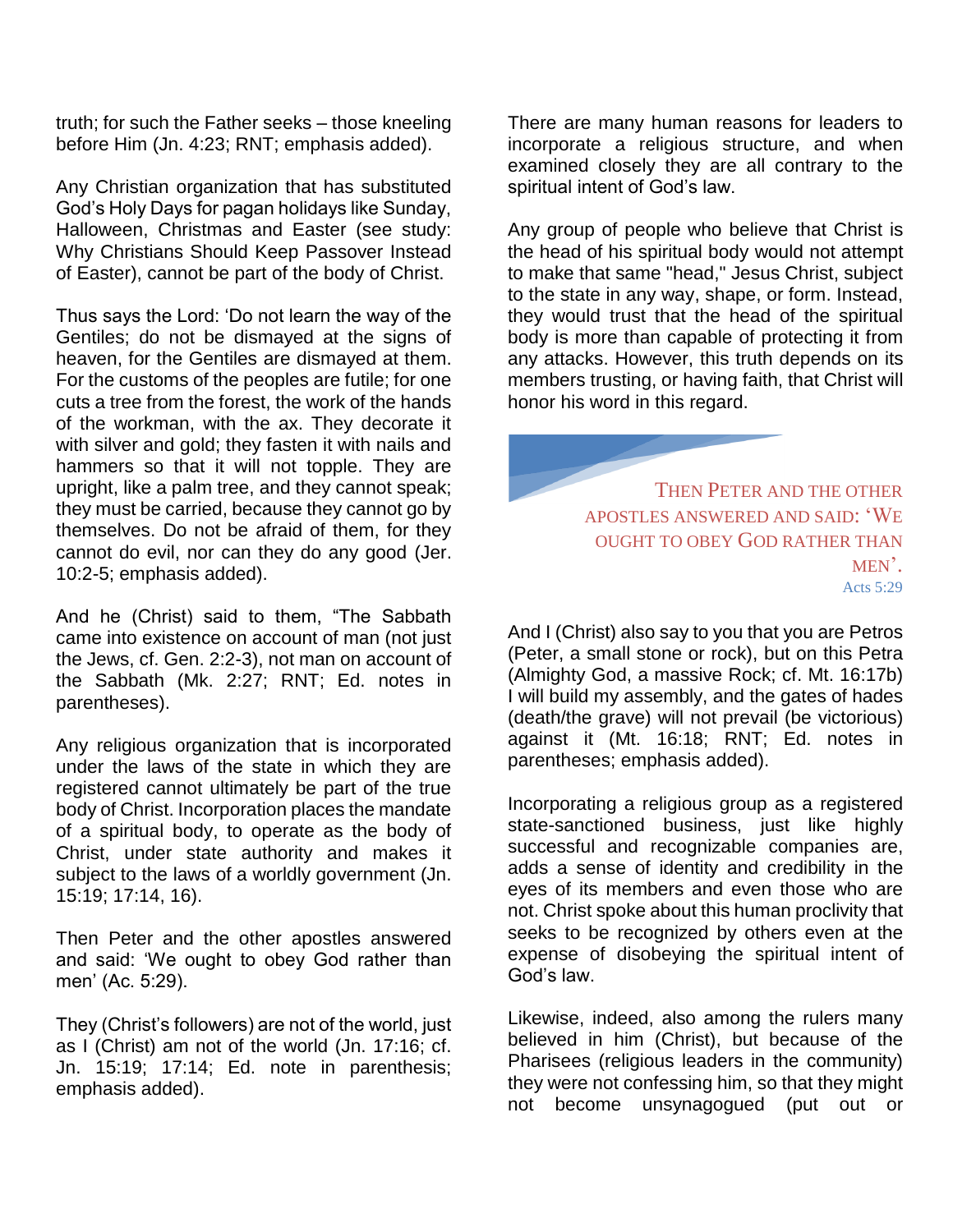truth; for such the Father seeks – those kneeling before Him (Jn. 4:23; RNT; emphasis added).

Any Christian organization that has substituted God's Holy Days for pagan holidays like Sunday, Halloween, Christmas and Easter (see study: Why Christians Should Keep Passover Instead of Easter), cannot be part of the body of Christ.

Thus says the Lord: 'Do not learn the way of the Gentiles; do not be dismayed at the signs of heaven, for the Gentiles are dismayed at them. For the customs of the peoples are futile; for one cuts a tree from the forest, the work of the hands of the workman, with the ax. They decorate it with silver and gold; they fasten it with nails and hammers so that it will not topple. They are upright, like a palm tree, and they cannot speak; they must be carried, because they cannot go by themselves. Do not be afraid of them, for they cannot do evil, nor can they do any good (Jer. 10:2-5; emphasis added).

And he (Christ) said to them, "The Sabbath came into existence on account of man (not just the Jews, cf. Gen. 2:2-3), not man on account of the Sabbath (Mk. 2:27; RNT; Ed. notes in parentheses).

Any religious organization that is incorporated under the laws of the state in which they are registered cannot ultimately be part of the true body of Christ. Incorporation places the mandate of a spiritual body, to operate as the body of Christ, under state authority and makes it subject to the laws of a worldly government (Jn. 15:19; 17:14, 16).

Then Peter and the other apostles answered and said: 'We ought to obey God rather than men' (Ac. 5:29).

They (Christ's followers) are not of the world, just as I (Christ) am not of the world (Jn. 17:16; cf. Jn. 15:19; 17:14; Ed. note in parenthesis; emphasis added).

There are many human reasons for leaders to incorporate a religious structure, and when examined closely they are all contrary to the spiritual intent of God's law.

Any group of people who believe that Christ is the head of his spiritual body would not attempt to make that same "head," Jesus Christ, subject to the state in any way, shape, or form. Instead, they would trust that the head of the spiritual body is more than capable of protecting it from any attacks. However, this truth depends on its members trusting, or having faith, that Christ will honor his word in this regard.

> THEN PETER AND THE OTHER APOSTLES ANSWERED AND SAID: 'WE OUGHT TO OBEY GOD RATHER THAN MEN'.
> Acts 5:29

And I (Christ) also say to you that you are Petros (Peter, a small stone or rock), but on this Petra (Almighty God, a massive Rock; cf. Mt. 16:17b) I will build my assembly, and the gates of hades (death/the grave) will not prevail (be victorious) against it (Mt. 16:18; RNT; Ed. notes in parentheses; emphasis added).

Incorporating a religious group as a registered state-sanctioned business, just like highly successful and recognizable companies are, adds a sense of identity and credibility in the eyes of its members and even those who are not. Christ spoke about this human proclivity that seeks to be recognized by others even at the expense of disobeying the spiritual intent of God's law.

Likewise, indeed, also among the rulers many believed in him (Christ), but because of the Pharisees (religious leaders in the community) they were not confessing him, so that they might not become unsynagogued (put out or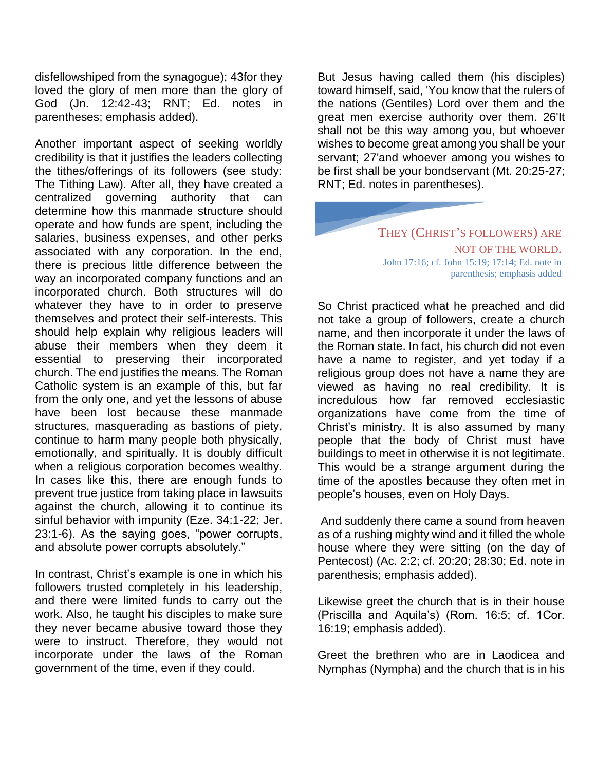disfellowshiped from the synagogue); 43for they loved the glory of men more than the glory of God (Jn. 12:42-43; RNT; Ed. notes in parentheses; emphasis added).

Another important aspect of seeking worldly credibility is that it justifies the leaders collecting the tithes/offerings of its followers (see study: The Tithing Law). After all, they have created a centralized governing authority that can determine how this manmade structure should operate and how funds are spent, including the salaries, business expenses, and other perks associated with any corporation. In the end, there is precious little difference between the way an incorporated company functions and an incorporated church. Both structures will do whatever they have to in order to preserve themselves and protect their self-interests. This should help explain why religious leaders will abuse their members when they deem it essential to preserving their incorporated church. The end justifies the means. The Roman Catholic system is an example of this, but far from the only one, and yet the lessons of abuse have been lost because these manmade structures, masquerading as bastions of piety, continue to harm many people both physically, emotionally, and spiritually. It is doubly difficult when a religious corporation becomes wealthy. In cases like this, there are enough funds to prevent true justice from taking place in lawsuits against the church, allowing it to continue its sinful behavior with impunity (Eze. 34:1-22; Jer. 23:1-6). As the saying goes, "power corrupts, and absolute power corrupts absolutely."

In contrast, Christ's example is one in which his followers trusted completely in his leadership, and there were limited funds to carry out the work. Also, he taught his disciples to make sure they never became abusive toward those they were to instruct. Therefore, they would not incorporate under the laws of the Roman government of the time, even if they could.

But Jesus having called them (his disciples) toward himself, said, 'You know that the rulers of the nations (Gentiles) Lord over them and the great men exercise authority over them. 26'It shall not be this way among you, but whoever wishes to become great among you shall be your servant; 27'and whoever among you wishes to be first shall be your bondservant (Mt. 20:25-27; RNT; Ed. notes in parentheses).

> THEY (CHRIST'S FOLLOWERS) ARE NOT OF THE WORLD.
> John 17:16; cf. John 15:19; 17:14; Ed. note in parenthesis; emphasis added

So Christ practiced what he preached and did not take a group of followers, create a church name, and then incorporate it under the laws of the Roman state. In fact, his church did not even have a name to register, and yet today if a religious group does not have a name they are viewed as having no real credibility. It is incredulous how far removed ecclesiastic organizations have come from the time of Christ's ministry. It is also assumed by many people that the body of Christ must have buildings to meet in otherwise it is not legitimate. This would be a strange argument during the time of the apostles because they often met in people's houses, even on Holy Days.

And suddenly there came a sound from heaven as of a rushing mighty wind and it filled the whole house where they were sitting (on the day of Pentecost) (Ac. 2:2; cf. 20:20; 28:30; Ed. note in parenthesis; emphasis added).

Likewise greet the church that is in their house (Priscilla and Aquila's) (Rom. 16:5; cf. 1Cor. 16:19; emphasis added).

Greet the brethren who are in Laodicea and Nymphas (Nympha) and the church that is in his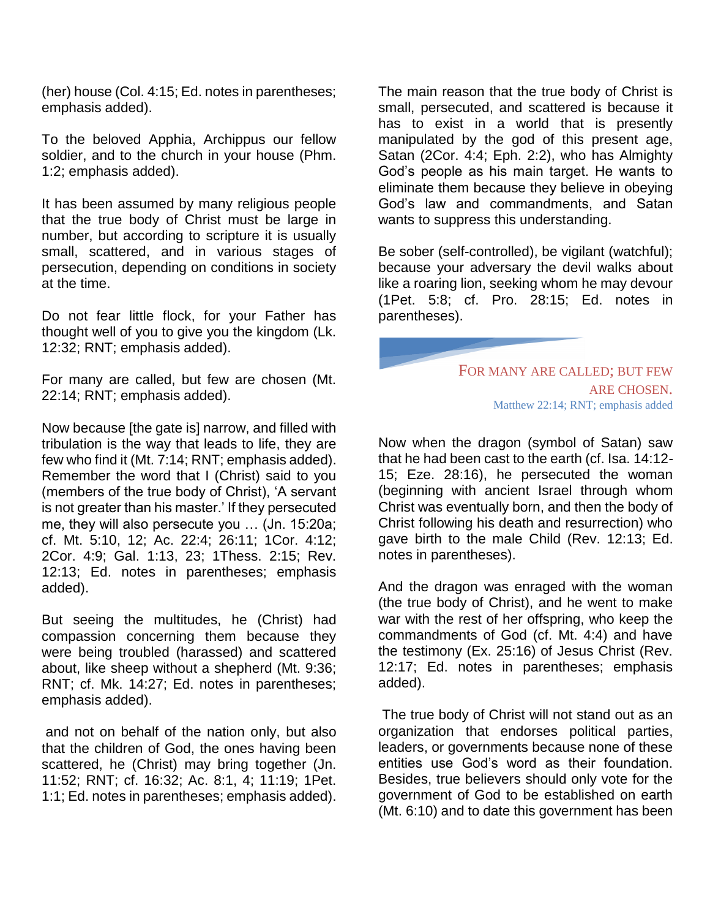(her) house (Col. 4:15; Ed. notes in parentheses; emphasis added).

To the beloved Apphia, Archippus our fellow soldier, and to the church in your house (Phm. 1:2; emphasis added).

It has been assumed by many religious people that the true body of Christ must be large in number, but according to scripture it is usually small, scattered, and in various stages of persecution, depending on conditions in society at the time.

Do not fear little flock, for your Father has thought well of you to give you the kingdom (Lk. 12:32; RNT; emphasis added).

For many are called, but few are chosen (Mt. 22:14; RNT; emphasis added).

Now because [the gate is] narrow, and filled with tribulation is the way that leads to life, they are few who find it (Mt. 7:14; RNT; emphasis added). Remember the word that I (Christ) said to you (members of the true body of Christ), 'A servant is not greater than his master.' If they persecuted me, they will also persecute you … (Jn. 15:20a; cf. Mt. 5:10, 12; Ac. 22:4; 26:11; 1Cor. 4:12; 2Cor. 4:9; Gal. 1:13, 23; 1Thess. 2:15; Rev. 12:13; Ed. notes in parentheses; emphasis added).

But seeing the multitudes, he (Christ) had compassion concerning them because they were being troubled (harassed) and scattered about, like sheep without a shepherd (Mt. 9:36; RNT; cf. Mk. 14:27; Ed. notes in parentheses; emphasis added).

and not on behalf of the nation only, but also that the children of God, the ones having been scattered, he (Christ) may bring together (Jn. 11:52; RNT; cf. 16:32; Ac. 8:1, 4; 11:19; 1Pet. 1:1; Ed. notes in parentheses; emphasis added).

The main reason that the true body of Christ is small, persecuted, and scattered is because it has to exist in a world that is presently manipulated by the god of this present age, Satan (2Cor. 4:4; Eph. 2:2), who has Almighty God's people as his main target. He wants to eliminate them because they believe in obeying God's law and commandments, and Satan wants to suppress this understanding.

Be sober (self-controlled), be vigilant (watchful); because your adversary the devil walks about like a roaring lion, seeking whom he may devour (1Pet. 5:8; cf. Pro. 28:15; Ed. notes in parentheses).

> FOR MANY ARE CALLED; BUT FEW ARE CHOSEN.
>
> Matthew 22:14; RNT; emphasis added

Now when the dragon (symbol of Satan) saw that he had been cast to the earth (cf. Isa. 14:12-15; Eze. 28:16), he persecuted the woman (beginning with ancient Israel through whom Christ was eventually born, and then the body of Christ following his death and resurrection) who gave birth to the male Child (Rev. 12:13; Ed. notes in parentheses).

And the dragon was enraged with the woman (the true body of Christ), and he went to make war with the rest of her offspring, who keep the commandments of God (cf. Mt. 4:4) and have the testimony (Ex. 25:16) of Jesus Christ (Rev. 12:17; Ed. notes in parentheses; emphasis added).

The true body of Christ will not stand out as an organization that endorses political parties, leaders, or governments because none of these entities use God's word as their foundation. Besides, true believers should only vote for the government of God to be established on earth (Mt. 6:10) and to date this government has been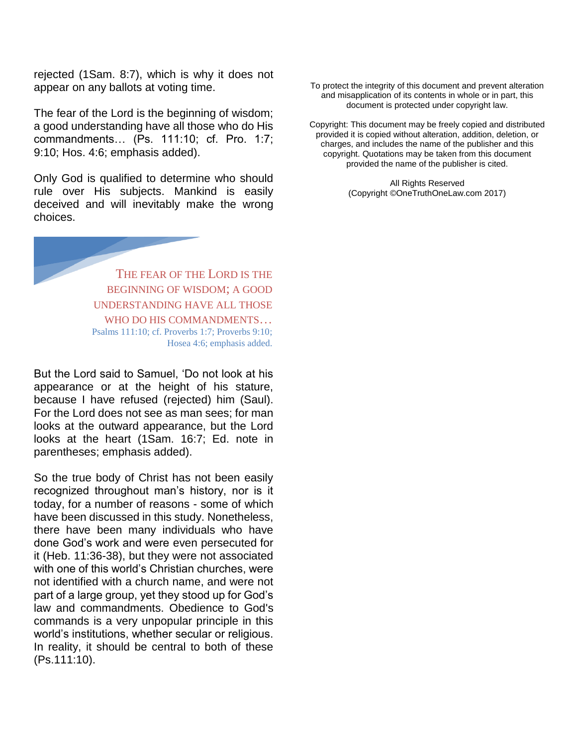rejected (1Sam. 8:7), which is why it does not appear on any ballots at voting time.

The fear of the Lord is the beginning of wisdom; a good understanding have all those who do His commandments… (Ps. 111:10; cf. Pro. 1:7; 9:10; Hos. 4:6; emphasis added).

Only God is qualified to determine who should rule over His subjects. Mankind is easily deceived and will inevitably make the wrong choices.

> THE FEAR OF THE LORD IS THE BEGINNING OF WISDOM; A GOOD UNDERSTANDING HAVE ALL THOSE WHO DO HIS COMMANDMENTS…
> Psalms 111:10; cf. Proverbs 1:7; Proverbs 9:10; Hosea 4:6; emphasis added.

But the Lord said to Samuel, 'Do not look at his appearance or at the height of his stature, because I have refused (rejected) him (Saul). For the Lord does not see as man sees; for man looks at the outward appearance, but the Lord looks at the heart (1Sam. 16:7; Ed. note in parentheses; emphasis added).

So the true body of Christ has not been easily recognized throughout man's history, nor is it today, for a number of reasons - some of which have been discussed in this study. Nonetheless, there have been many individuals who have done God's work and were even persecuted for it (Heb. 11:36-38), but they were not associated with one of this world's Christian churches, were not identified with a church name, and were not part of a large group, yet they stood up for God's law and commandments. Obedience to God's commands is a very unpopular principle in this world's institutions, whether secular or religious. In reality, it should be central to both of these (Ps.111:10).

To protect the integrity of this document and prevent alteration and misapplication of its contents in whole or in part, this document is protected under copyright law.

Copyright: This document may be freely copied and distributed provided it is copied without alteration, addition, deletion, or charges, and includes the name of the publisher and this copyright. Quotations may be taken from this document provided the name of the publisher is cited.

All Rights Reserved
(Copyright ©OneTruthOneLaw.com 2017)